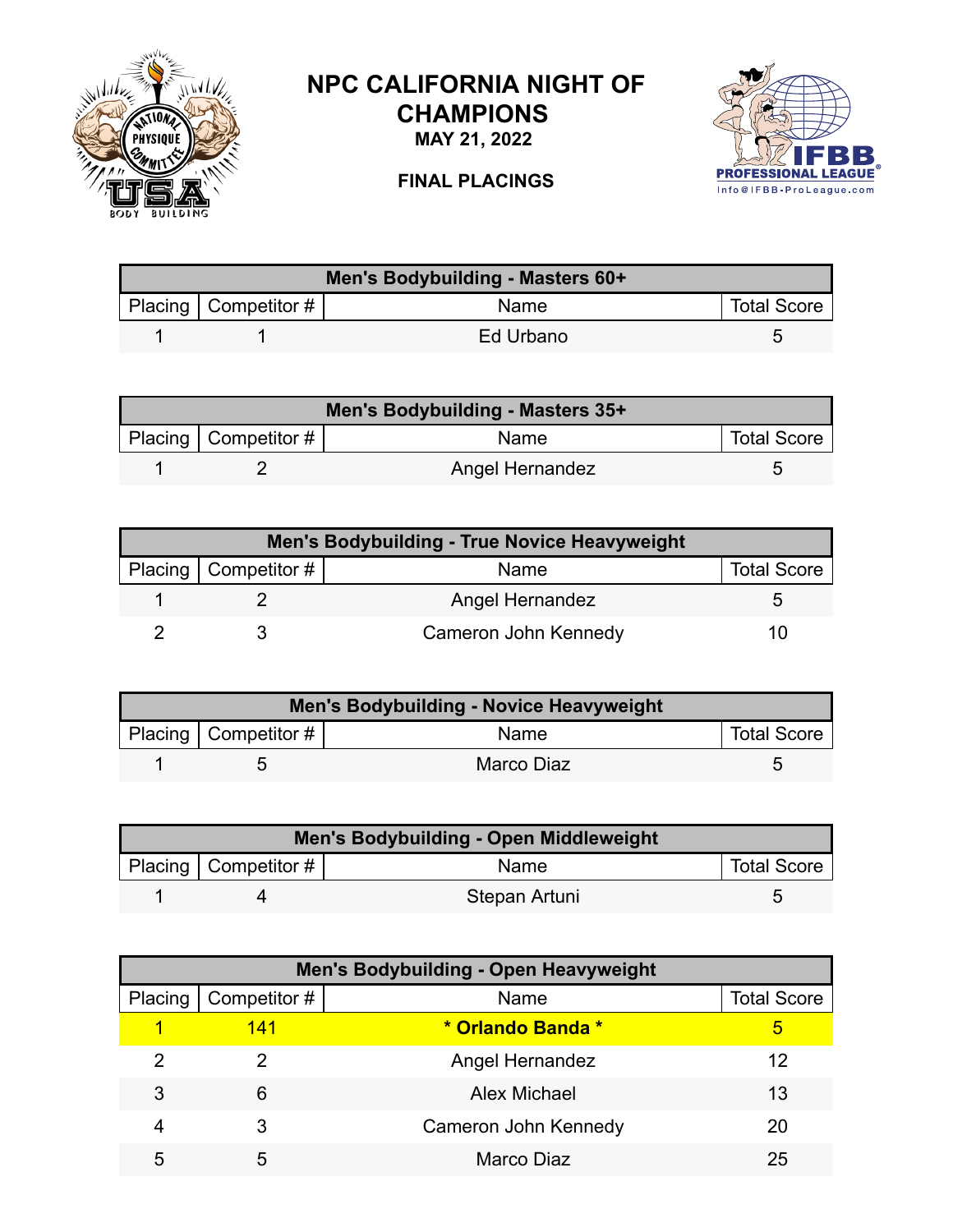# NPC CALIFORNIA NIGHT OF CHAMPIONS

**MAY 21, 2022**

**FINAL PLACINGS**

| Men's Bodybuilding - Masters 60+ | | | |
|---|---|---|---|
| Placing | Competitor # | Name | Total Score |
| 1 | 1 | Ed Urbano | 5 |

| Men's Bodybuilding - Masters 35+ | | | |
|---|---|---|---|
| Placing | Competitor # | Name | Total Score |
| 1 | 2 | Angel Hernandez | 5 |

| Men's Bodybuilding - True Novice Heavyweight | | | |
|---|---|---|---|
| Placing | Competitor # | Name | Total Score |
| 1 | 2 | Angel Hernandez | 5 |
| 2 | 3 | Cameron John Kennedy | 10 |

| Men's Bodybuilding - Novice Heavyweight | | | |
|---|---|---|---|
| Placing | Competitor # | Name | Total Score |
| 1 | 5 | Marco Diaz | 5 |

| Men's Bodybuilding - Open Middleweight | | | |
|---|---|---|---|
| Placing | Competitor # | Name | Total Score |
| 1 | 4 | Stepan Artuni | 5 |

| Men's Bodybuilding - Open Heavyweight | | | |
|---|---|---|---|
| Placing | Competitor # | Name | Total Score |
| 1 | 141 | **\* Orlando Banda \*** | 5 |
| 2 | 2 | Angel Hernandez | 12 |
| 3 | 6 | Alex Michael | 13 |
| 4 | 3 | Cameron John Kennedy | 20 |
| 5 | 5 | Marco Diaz | 25 |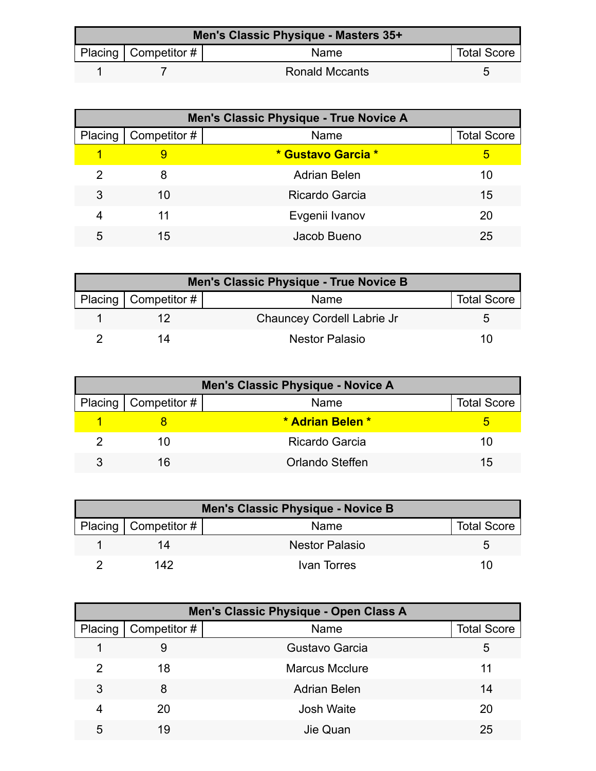| Men's Classic Physique - Masters 35+ | | | |
|---|---|---|---|
| Placing | Competitor # | Name | Total Score |
| 1 | 7 | Ronald Mccants | 5 |

| Men's Classic Physique - True Novice A | | | |
|---|---|---|---|
| Placing | Competitor # | Name | Total Score |
| **1** | **9** | *** Gustavo Garcia *** | **5** |
| 2 | 8 | Adrian Belen | 10 |
| 3 | 10 | Ricardo Garcia | 15 |
| 4 | 11 | Evgenii Ivanov | 20 |
| 5 | 15 | Jacob Bueno | 25 |

| Men's Classic Physique - True Novice B | | | |
|---|---|---|---|
| Placing | Competitor # | Name | Total Score |
| 1 | 12 | Chauncey Cordell Labrie Jr | 5 |
| 2 | 14 | Nestor Palasio | 10 |

| Men's Classic Physique - Novice A | | | |
|---|---|---|---|
| Placing | Competitor # | Name | Total Score |
| **1** | **8** | *** Adrian Belen *** | **5** |
| 2 | 10 | Ricardo Garcia | 10 |
| 3 | 16 | Orlando Steffen | 15 |

| Men's Classic Physique - Novice B | | | |
|---|---|---|---|
| Placing | Competitor # | Name | Total Score |
| 1 | 14 | Nestor Palasio | 5 |
| 2 | 142 | Ivan Torres | 10 |

| Men's Classic Physique - Open Class A | | | |
|---|---|---|---|
| Placing | Competitor # | Name | Total Score |
| 1 | 9 | Gustavo Garcia | 5 |
| 2 | 18 | Marcus Mcclure | 11 |
| 3 | 8 | Adrian Belen | 14 |
| 4 | 20 | Josh Waite | 20 |
| 5 | 19 | Jie Quan | 25 |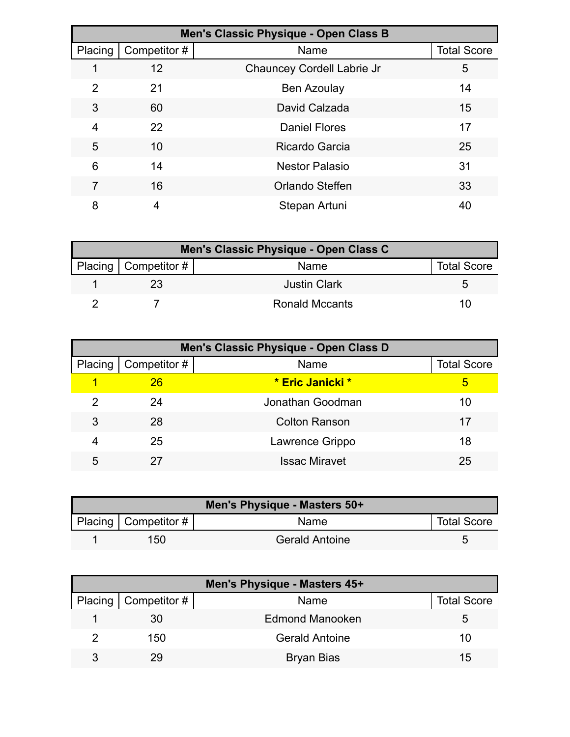| Men's Classic Physique - Open Class B | | | |
|---|---|---|---|
| Placing | Competitor # | Name | Total Score |
| 1 | 12 | Chauncey Cordell Labrie Jr | 5 |
| 2 | 21 | Ben Azoulay | 14 |
| 3 | 60 | David Calzada | 15 |
| 4 | 22 | Daniel Flores | 17 |
| 5 | 10 | Ricardo Garcia | 25 |
| 6 | 14 | Nestor Palasio | 31 |
| 7 | 16 | Orlando Steffen | 33 |
| 8 | 4 | Stepan Artuni | 40 |

| Men's Classic Physique - Open Class C | | | |
|---|---|---|---|
| Placing | Competitor # | Name | Total Score |
| 1 | 23 | Justin Clark | 5 |
| 2 | 7 | Ronald Mccants | 10 |

| Men's Classic Physique - Open Class D | | | |
|---|---|---|---|
| Placing | Competitor # | Name | Total Score |
| 1 | 26 | **\* Eric Janicki \*** | 5 |
| 2 | 24 | Jonathan Goodman | 10 |
| 3 | 28 | Colton Ranson | 17 |
| 4 | 25 | Lawrence Grippo | 18 |
| 5 | 27 | Issac Miravet | 25 |

| Men's Physique - Masters 50+ | | | |
|---|---|---|---|
| Placing | Competitor # | Name | Total Score |
| 1 | 150 | Gerald Antoine | 5 |

| Men's Physique - Masters 45+ | | | |
|---|---|---|---|
| Placing | Competitor # | Name | Total Score |
| 1 | 30 | Edmond Manooken | 5 |
| 2 | 150 | Gerald Antoine | 10 |
| 3 | 29 | Bryan Bias | 15 |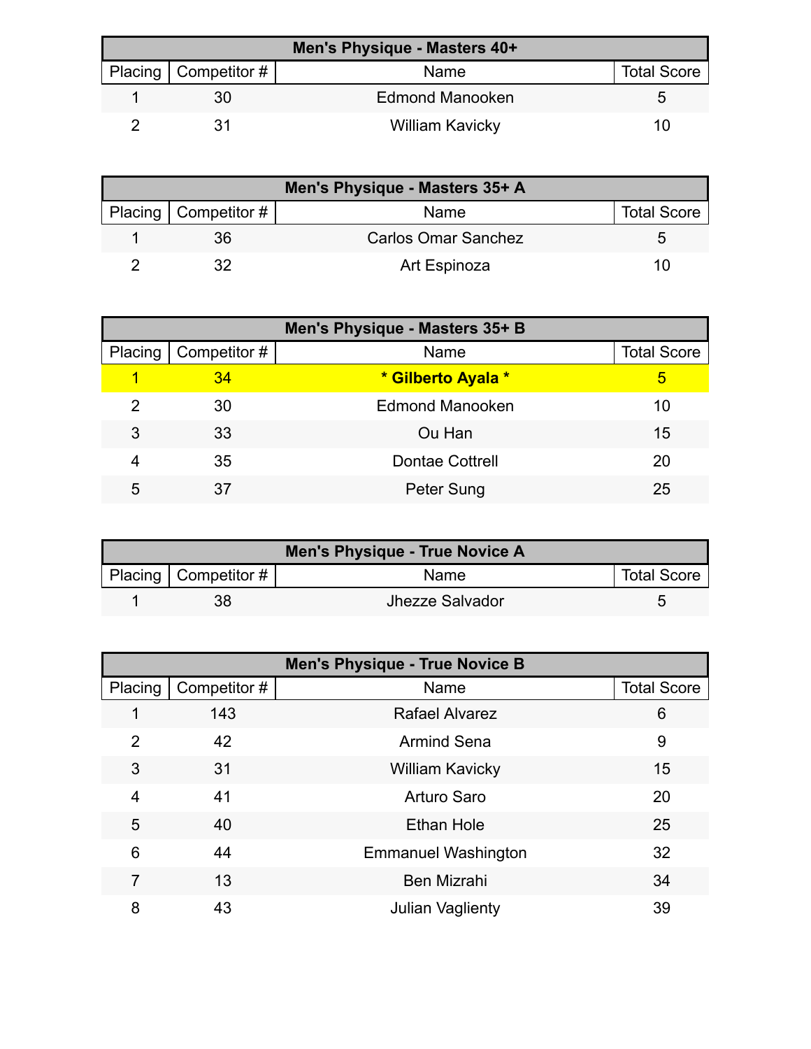| Men's Physique - Masters 40+ | | | |
|---|---|---|---|
| Placing | Competitor # | Name | Total Score |
| 1 | 30 | Edmond Manooken | 5 |
| 2 | 31 | William Kavicky | 10 |

| Men's Physique - Masters 35+ A | | | |
|---|---|---|---|
| Placing | Competitor # | Name | Total Score |
| 1 | 36 | Carlos Omar Sanchez | 5 |
| 2 | 32 | Art Espinoza | 10 |

| Men's Physique - Masters 35+ B | | | |
|---|---|---|---|
| Placing | Competitor # | Name | Total Score |
| **1** | **34** | *** Gilberto Ayala *** | **5** |
| 2 | 30 | Edmond Manooken | 10 |
| 3 | 33 | Ou Han | 15 |
| 4 | 35 | Dontae Cottrell | 20 |
| 5 | 37 | Peter Sung | 25 |

| Men's Physique - True Novice A | | | |
|---|---|---|---|
| Placing | Competitor # | Name | Total Score |
| 1 | 38 | Jhezze Salvador | 5 |

| Men's Physique - True Novice B | | | |
|---|---|---|---|
| Placing | Competitor # | Name | Total Score |
| 1 | 143 | Rafael Alvarez | 6 |
| 2 | 42 | Armind Sena | 9 |
| 3 | 31 | William Kavicky | 15 |
| 4 | 41 | Arturo Saro | 20 |
| 5 | 40 | Ethan Hole | 25 |
| 6 | 44 | Emmanuel Washington | 32 |
| 7 | 13 | Ben Mizrahi | 34 |
| 8 | 43 | Julian Vaglienty | 39 |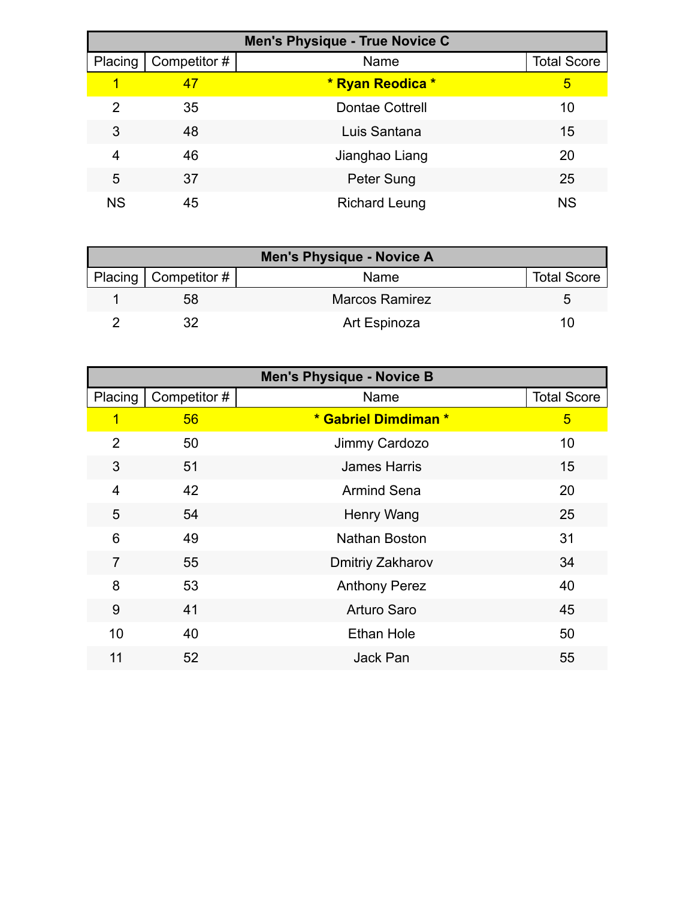| Men's Physique - True Novice C | | | |
|---|---|---|---|
| Placing | Competitor # | Name | Total Score |
| 1 | 47 | **\* Ryan Reodica \*** | 5 |
| 2 | 35 | Dontae Cottrell | 10 |
| 3 | 48 | Luis Santana | 15 |
| 4 | 46 | Jianghao Liang | 20 |
| 5 | 37 | Peter Sung | 25 |
| NS | 45 | Richard Leung | NS |

| Men's Physique - Novice A | | | |
|---|---|---|---|
| Placing | Competitor # | Name | Total Score |
| 1 | 58 | Marcos Ramirez | 5 |
| 2 | 32 | Art Espinoza | 10 |

| Men's Physique - Novice B | | | |
|---|---|---|---|
| Placing | Competitor # | Name | Total Score |
| 1 | 56 | **\* Gabriel Dimdiman \*** | 5 |
| 2 | 50 | Jimmy Cardozo | 10 |
| 3 | 51 | James Harris | 15 |
| 4 | 42 | Armind Sena | 20 |
| 5 | 54 | Henry Wang | 25 |
| 6 | 49 | Nathan Boston | 31 |
| 7 | 55 | Dmitriy Zakharov | 34 |
| 8 | 53 | Anthony Perez | 40 |
| 9 | 41 | Arturo Saro | 45 |
| 10 | 40 | Ethan Hole | 50 |
| 11 | 52 | Jack Pan | 55 |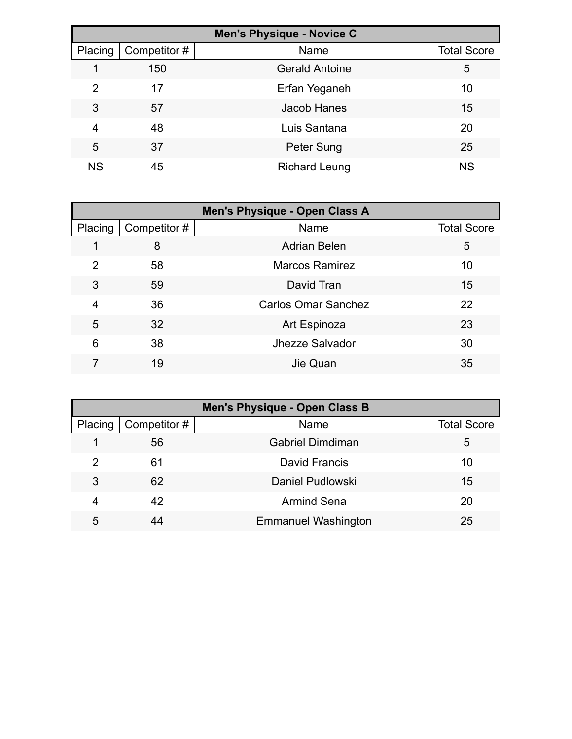| Men's Physique - Novice C | | | |
|---|---|---|---|
| Placing | Competitor # | Name | Total Score |
| 1 | 150 | Gerald Antoine | 5 |
| 2 | 17 | Erfan Yeganeh | 10 |
| 3 | 57 | Jacob Hanes | 15 |
| 4 | 48 | Luis Santana | 20 |
| 5 | 37 | Peter Sung | 25 |
| NS | 45 | Richard Leung | NS |

| Men's Physique - Open Class A | | | |
|---|---|---|---|
| Placing | Competitor # | Name | Total Score |
| 1 | 8 | Adrian Belen | 5 |
| 2 | 58 | Marcos Ramirez | 10 |
| 3 | 59 | David Tran | 15 |
| 4 | 36 | Carlos Omar Sanchez | 22 |
| 5 | 32 | Art Espinoza | 23 |
| 6 | 38 | Jhezze Salvador | 30 |
| 7 | 19 | Jie Quan | 35 |

| Men's Physique - Open Class B | | | |
|---|---|---|---|
| Placing | Competitor # | Name | Total Score |
| 1 | 56 | Gabriel Dimdiman | 5 |
| 2 | 61 | David Francis | 10 |
| 3 | 62 | Daniel Pudlowski | 15 |
| 4 | 42 | Armind Sena | 20 |
| 5 | 44 | Emmanuel Washington | 25 |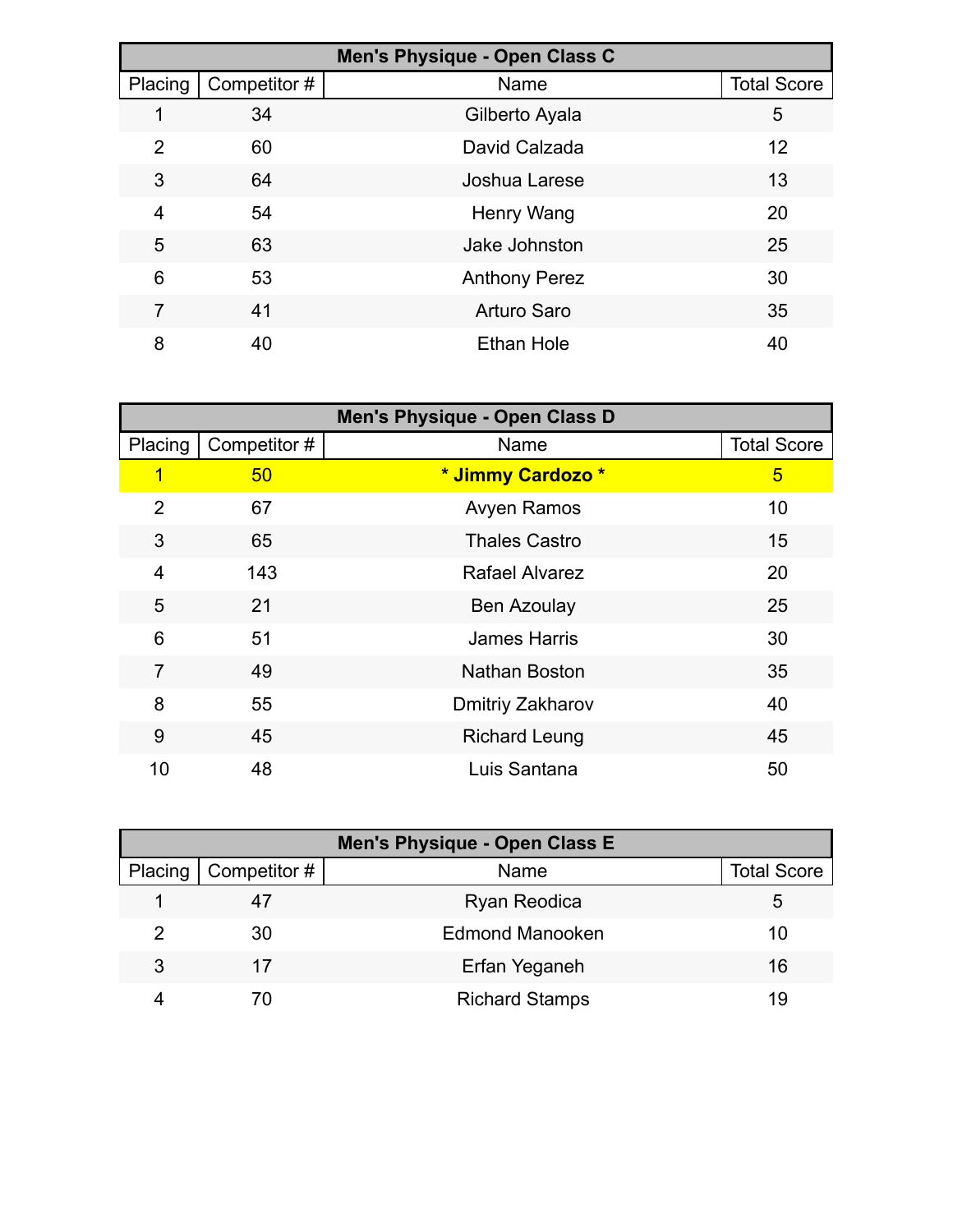| Men's Physique - Open Class C | | | |
|---|---|---|---|
| Placing | Competitor # | Name | Total Score |
| 1 | 34 | Gilberto Ayala | 5 |
| 2 | 60 | David Calzada | 12 |
| 3 | 64 | Joshua Larese | 13 |
| 4 | 54 | Henry Wang | 20 |
| 5 | 63 | Jake Johnston | 25 |
| 6 | 53 | Anthony Perez | 30 |
| 7 | 41 | Arturo Saro | 35 |
| 8 | 40 | Ethan Hole | 40 |

| Men's Physique - Open Class D | | | |
|---|---|---|---|
| Placing | Competitor # | Name | Total Score |
| 1 | 50 | **\* Jimmy Cardozo \*** | 5 |
| 2 | 67 | Avyen Ramos | 10 |
| 3 | 65 | Thales Castro | 15 |
| 4 | 143 | Rafael Alvarez | 20 |
| 5 | 21 | Ben Azoulay | 25 |
| 6 | 51 | James Harris | 30 |
| 7 | 49 | Nathan Boston | 35 |
| 8 | 55 | Dmitriy Zakharov | 40 |
| 9 | 45 | Richard Leung | 45 |
| 10 | 48 | Luis Santana | 50 |

| Men's Physique - Open Class E | | | |
|---|---|---|---|
| Placing | Competitor # | Name | Total Score |
| 1 | 47 | Ryan Reodica | 5 |
| 2 | 30 | Edmond Manooken | 10 |
| 3 | 17 | Erfan Yeganeh | 16 |
| 4 | 70 | Richard Stamps | 19 |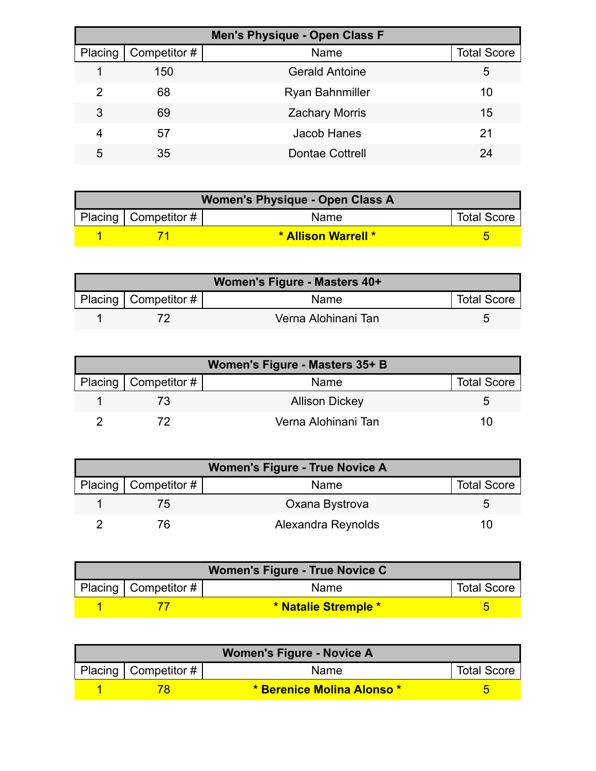| Men's Physique - Open Class F | | | |
|---|---|---|---|
| Placing | Competitor # | Name | Total Score |
| 1 | 150 | Gerald Antoine | 5 |
| 2 | 68 | Ryan Bahnmiller | 10 |
| 3 | 69 | Zachary Morris | 15 |
| 4 | 57 | Jacob Hanes | 21 |
| 5 | 35 | Dontae Cottrell | 24 |

| Women's Physique - Open Class A | | | |
|---|---|---|---|
| Placing | Competitor # | Name | Total Score |
| **1** | **71** | *** Allison Warrell *** | **5** |

| Women's Figure - Masters 40+ | | | |
|---|---|---|---|
| Placing | Competitor # | Name | Total Score |
| 1 | 72 | Verna Alohinani Tan | 5 |

| Women's Figure - Masters 35+ B | | | |
|---|---|---|---|
| Placing | Competitor # | Name | Total Score |
| 1 | 73 | Allison Dickey | 5 |
| 2 | 72 | Verna Alohinani Tan | 10 |

| Women's Figure - True Novice A | | | |
|---|---|---|---|
| Placing | Competitor # | Name | Total Score |
| 1 | 75 | Oxana Bystrova | 5 |
| 2 | 76 | Alexandra Reynolds | 10 |

| Women's Figure - True Novice C | | | |
|---|---|---|---|
| Placing | Competitor # | Name | Total Score |
| **1** | **77** | *** Natalie Stremple *** | **5** |

| Women's Figure - Novice A | | | |
|---|---|---|---|
| Placing | Competitor # | Name | Total Score |
| **1** | **78** | *** Berenice Molina Alonso *** | **5** |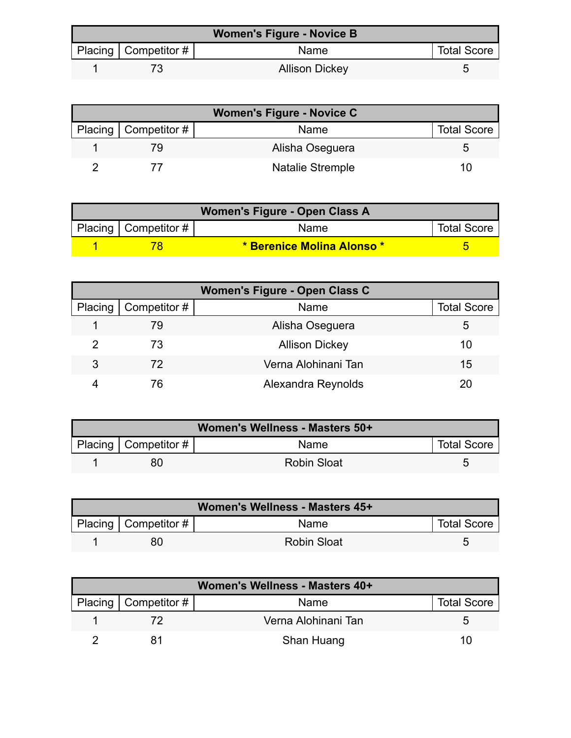| Women's Figure - Novice B | | | |
|---|---|---|---|
| Placing | Competitor # | Name | Total Score |
| 1 | 73 | Allison Dickey | 5 |

| Women's Figure - Novice C | | | |
|---|---|---|---|
| Placing | Competitor # | Name | Total Score |
| 1 | 79 | Alisha Oseguera | 5 |
| 2 | 77 | Natalie Stremple | 10 |

| Women's Figure - Open Class A | | | |
|---|---|---|---|
| Placing | Competitor # | Name | Total Score |
| 1 | 78 | **\* Berenice Molina Alonso \*** | 5 |

| Women's Figure - Open Class C | | | |
|---|---|---|---|
| Placing | Competitor # | Name | Total Score |
| 1 | 79 | Alisha Oseguera | 5 |
| 2 | 73 | Allison Dickey | 10 |
| 3 | 72 | Verna Alohinani Tan | 15 |
| 4 | 76 | Alexandra Reynolds | 20 |

| Women's Wellness - Masters 50+ | | | |
|---|---|---|---|
| Placing | Competitor # | Name | Total Score |
| 1 | 80 | Robin Sloat | 5 |

| Women's Wellness - Masters 45+ | | | |
|---|---|---|---|
| Placing | Competitor # | Name | Total Score |
| 1 | 80 | Robin Sloat | 5 |

| Women's Wellness - Masters 40+ | | | |
|---|---|---|---|
| Placing | Competitor # | Name | Total Score |
| 1 | 72 | Verna Alohinani Tan | 5 |
| 2 | 81 | Shan Huang | 10 |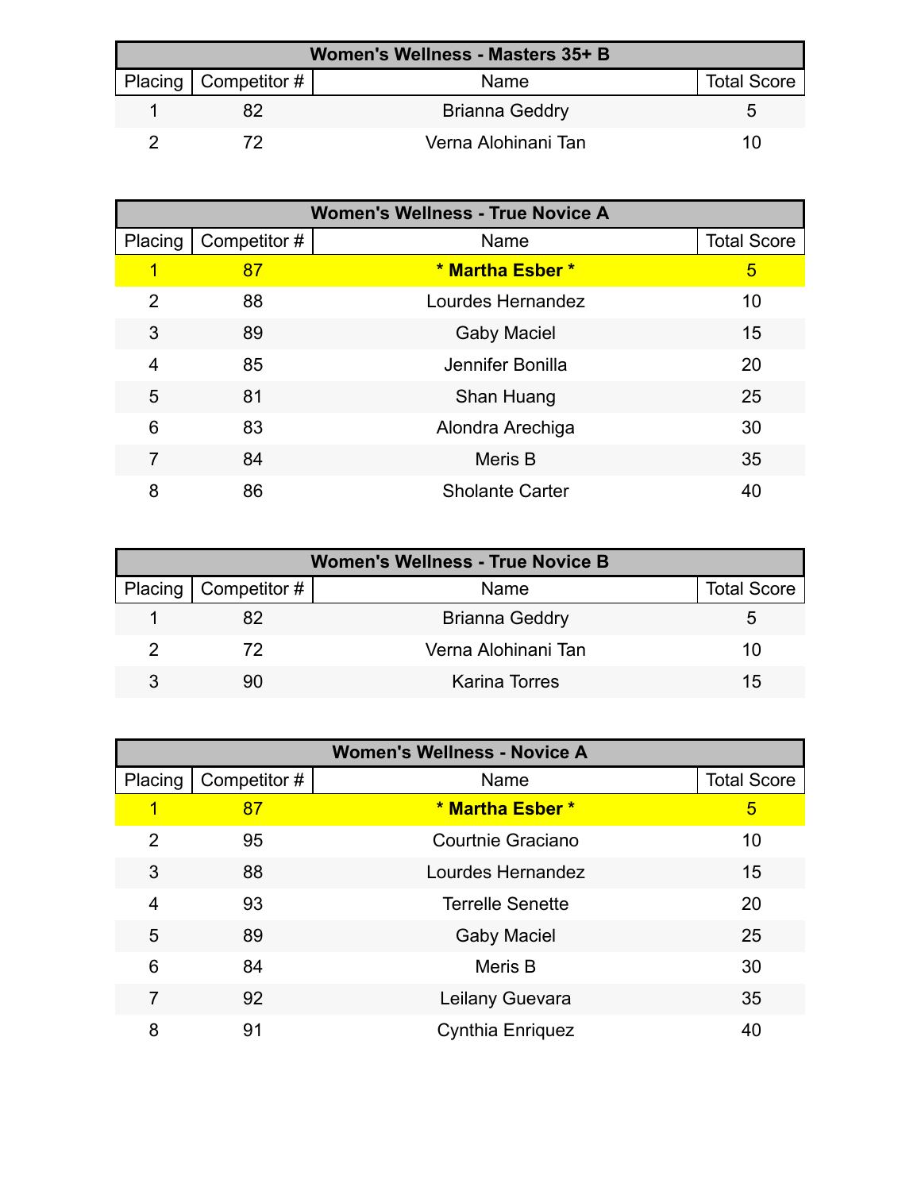| Women's Wellness - Masters 35+ B | | | |
|---|---|---|---|
| Placing | Competitor # | Name | Total Score |
| 1 | 82 | Brianna Geddry | 5 |
| 2 | 72 | Verna Alohinani Tan | 10 |

| Women's Wellness - True Novice A | | | |
|---|---|---|---|
| Placing | Competitor # | Name | Total Score |
| 1 | 87 | **\* Martha Esber \*** | 5 |
| 2 | 88 | Lourdes Hernandez | 10 |
| 3 | 89 | Gaby Maciel | 15 |
| 4 | 85 | Jennifer Bonilla | 20 |
| 5 | 81 | Shan Huang | 25 |
| 6 | 83 | Alondra Arechiga | 30 |
| 7 | 84 | Meris B | 35 |
| 8 | 86 | Sholante Carter | 40 |

| Women's Wellness - True Novice B | | | |
|---|---|---|---|
| Placing | Competitor # | Name | Total Score |
| 1 | 82 | Brianna Geddry | 5 |
| 2 | 72 | Verna Alohinani Tan | 10 |
| 3 | 90 | Karina Torres | 15 |

| Women's Wellness - Novice A | | | |
|---|---|---|---|
| Placing | Competitor # | Name | Total Score |
| 1 | 87 | **\* Martha Esber \*** | 5 |
| 2 | 95 | Courtnie Graciano | 10 |
| 3 | 88 | Lourdes Hernandez | 15 |
| 4 | 93 | Terrelle Senette | 20 |
| 5 | 89 | Gaby Maciel | 25 |
| 6 | 84 | Meris B | 30 |
| 7 | 92 | Leilany Guevara | 35 |
| 8 | 91 | Cynthia Enriquez | 40 |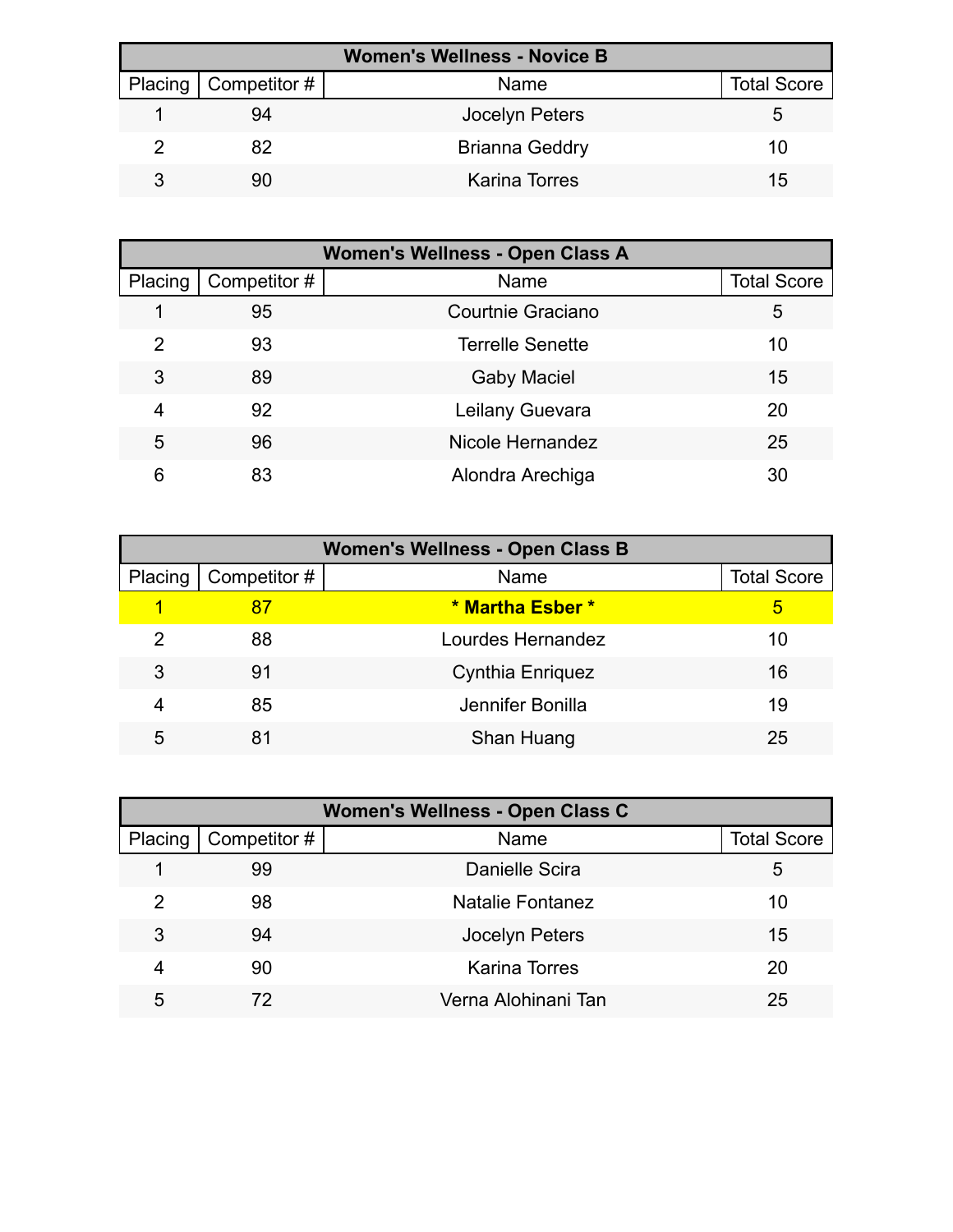| Women's Wellness - Novice B | | | |
|---|---|---|---|
| Placing | Competitor # | Name | Total Score |
| 1 | 94 | Jocelyn Peters | 5 |
| 2 | 82 | Brianna Geddry | 10 |
| 3 | 90 | Karina Torres | 15 |

| Women's Wellness - Open Class A | | | |
|---|---|---|---|
| Placing | Competitor # | Name | Total Score |
| 1 | 95 | Courtnie Graciano | 5 |
| 2 | 93 | Terrelle Senette | 10 |
| 3 | 89 | Gaby Maciel | 15 |
| 4 | 92 | Leilany Guevara | 20 |
| 5 | 96 | Nicole Hernandez | 25 |
| 6 | 83 | Alondra Arechiga | 30 |

| Women's Wellness - Open Class B | | | |
|---|---|---|---|
| Placing | Competitor # | Name | Total Score |
| **1** | **87** | **\* Martha Esber \*** | **5** |
| 2 | 88 | Lourdes Hernandez | 10 |
| 3 | 91 | Cynthia Enriquez | 16 |
| 4 | 85 | Jennifer Bonilla | 19 |
| 5 | 81 | Shan Huang | 25 |

| Women's Wellness - Open Class C | | | |
|---|---|---|---|
| Placing | Competitor # | Name | Total Score |
| 1 | 99 | Danielle Scira | 5 |
| 2 | 98 | Natalie Fontanez | 10 |
| 3 | 94 | Jocelyn Peters | 15 |
| 4 | 90 | Karina Torres | 20 |
| 5 | 72 | Verna Alohinani Tan | 25 |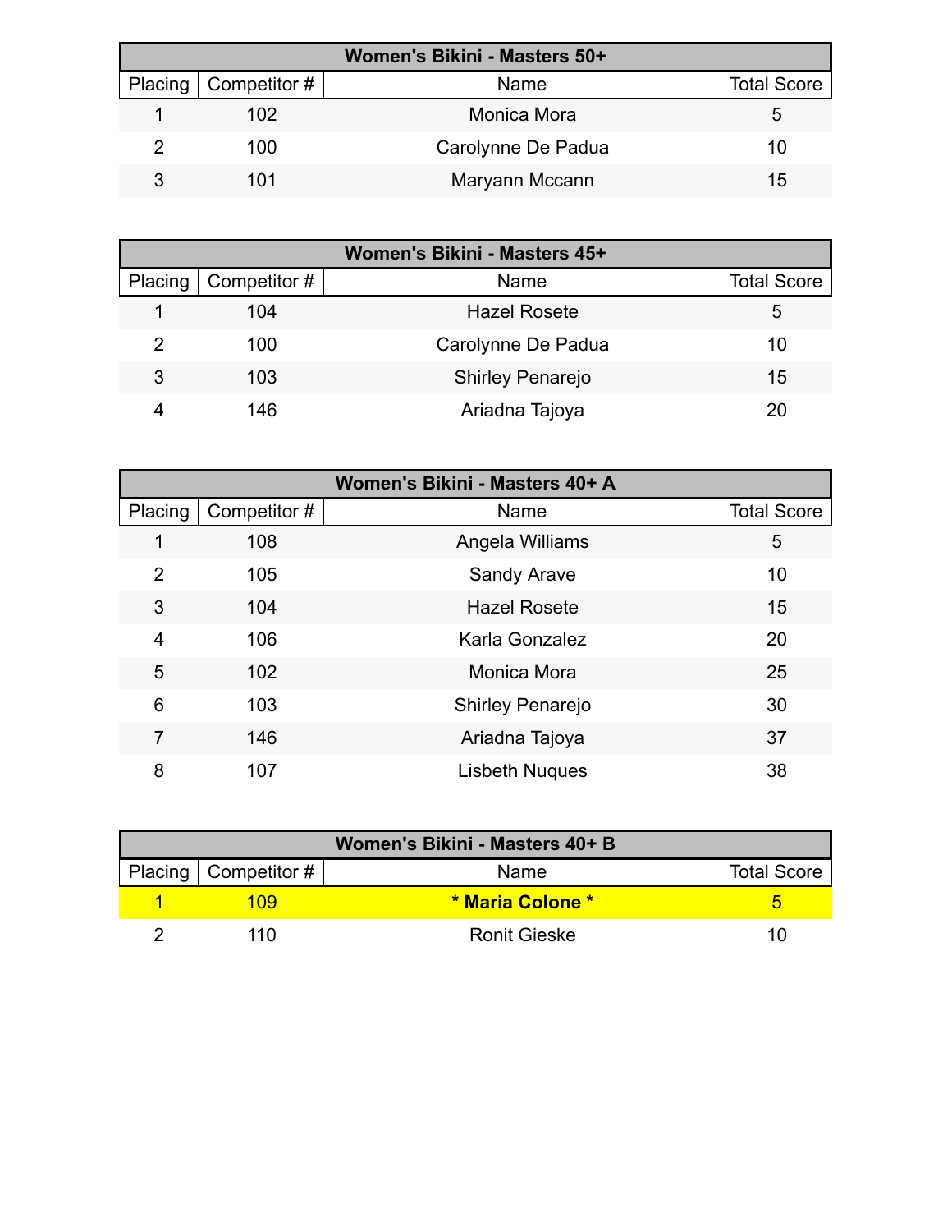| Women's Bikini - Masters 50+ | | | |
|---|---|---|---|
| Placing | Competitor # | Name | Total Score |
| 1 | 102 | Monica Mora | 5 |
| 2 | 100 | Carolynne De Padua | 10 |
| 3 | 101 | Maryann Mccann | 15 |

| Women's Bikini - Masters 45+ | | | |
|---|---|---|---|
| Placing | Competitor # | Name | Total Score |
| 1 | 104 | Hazel Rosete | 5 |
| 2 | 100 | Carolynne De Padua | 10 |
| 3 | 103 | Shirley Penarejo | 15 |
| 4 | 146 | Ariadna Tajoya | 20 |

| Women's Bikini - Masters 40+ A | | | |
|---|---|---|---|
| Placing | Competitor # | Name | Total Score |
| 1 | 108 | Angela Williams | 5 |
| 2 | 105 | Sandy Arave | 10 |
| 3 | 104 | Hazel Rosete | 15 |
| 4 | 106 | Karla Gonzalez | 20 |
| 5 | 102 | Monica Mora | 25 |
| 6 | 103 | Shirley Penarejo | 30 |
| 7 | 146 | Ariadna Tajoya | 37 |
| 8 | 107 | Lisbeth Nuques | 38 |

| Women's Bikini - Masters 40+ B | | | |
|---|---|---|---|
| Placing | Competitor # | Name | Total Score |
| 1 | 109 | **\* Maria Colone \*** | 5 |
| 2 | 110 | Ronit Gieske | 10 |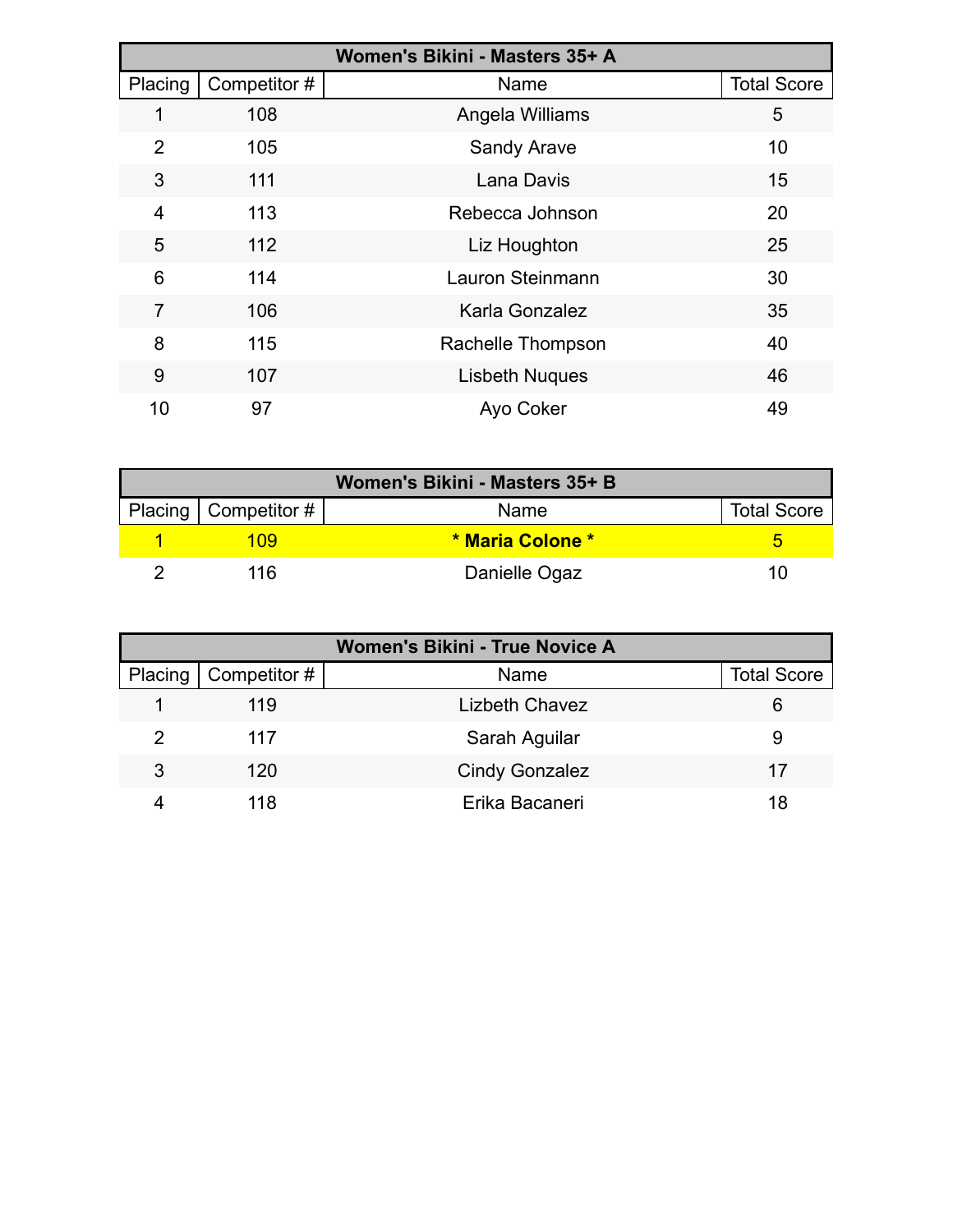| Women's Bikini - Masters 35+ A | | | |
|---|---|---|---|
| Placing | Competitor # | Name | Total Score |
| 1 | 108 | Angela Williams | 5 |
| 2 | 105 | Sandy Arave | 10 |
| 3 | 111 | Lana Davis | 15 |
| 4 | 113 | Rebecca Johnson | 20 |
| 5 | 112 | Liz Houghton | 25 |
| 6 | 114 | Lauron Steinmann | 30 |
| 7 | 106 | Karla Gonzalez | 35 |
| 8 | 115 | Rachelle Thompson | 40 |
| 9 | 107 | Lisbeth Nuques | 46 |
| 10 | 97 | Ayo Coker | 49 |

| Women's Bikini - Masters 35+ B | | | |
|---|---|---|---|
| Placing | Competitor # | Name | Total Score |
| 1 | 109 | **\* Maria Colone \*** | 5 |
| 2 | 116 | Danielle Ogaz | 10 |

| Women's Bikini - True Novice A | | | |
|---|---|---|---|
| Placing | Competitor # | Name | Total Score |
| 1 | 119 | Lizbeth Chavez | 6 |
| 2 | 117 | Sarah Aguilar | 9 |
| 3 | 120 | Cindy Gonzalez | 17 |
| 4 | 118 | Erika Bacaneri | 18 |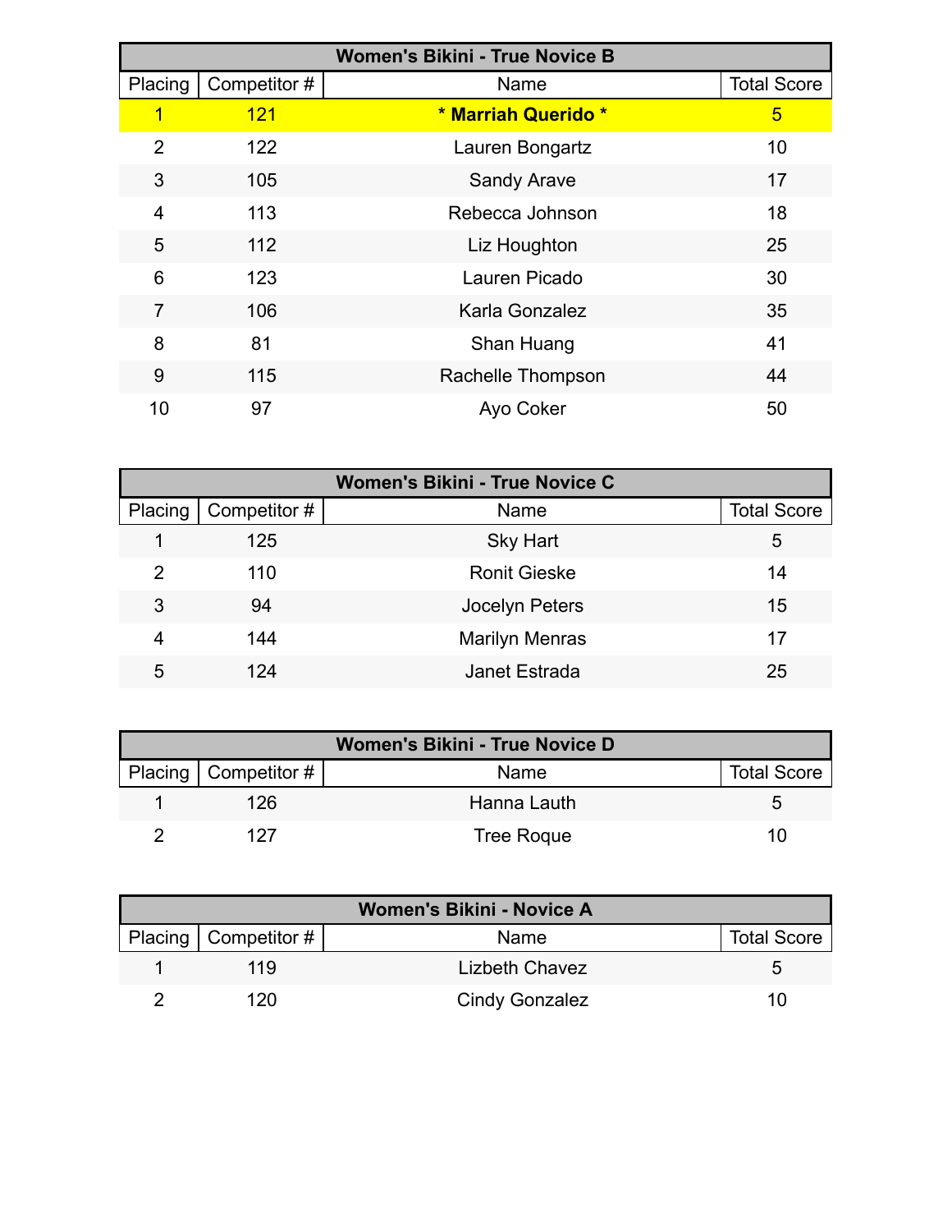| Women's Bikini - True Novice B | | | |
|---|---|---|---|
| Placing | Competitor # | Name | Total Score |
| 1 | 121 | **\* Marriah Querido \*** | 5 |
| 2 | 122 | Lauren Bongartz | 10 |
| 3 | 105 | Sandy Arave | 17 |
| 4 | 113 | Rebecca Johnson | 18 |
| 5 | 112 | Liz Houghton | 25 |
| 6 | 123 | Lauren Picado | 30 |
| 7 | 106 | Karla Gonzalez | 35 |
| 8 | 81 | Shan Huang | 41 |
| 9 | 115 | Rachelle Thompson | 44 |
| 10 | 97 | Ayo Coker | 50 |

| Women's Bikini - True Novice C | | | |
|---|---|---|---|
| Placing | Competitor # | Name | Total Score |
| 1 | 125 | Sky Hart | 5 |
| 2 | 110 | Ronit Gieske | 14 |
| 3 | 94 | Jocelyn Peters | 15 |
| 4 | 144 | Marilyn Menras | 17 |
| 5 | 124 | Janet Estrada | 25 |

| Women's Bikini - True Novice D | | | |
|---|---|---|---|
| Placing | Competitor # | Name | Total Score |
| 1 | 126 | Hanna Lauth | 5 |
| 2 | 127 | Tree Roque | 10 |

| Women's Bikini - Novice A | | | |
|---|---|---|---|
| Placing | Competitor # | Name | Total Score |
| 1 | 119 | Lizbeth Chavez | 5 |
| 2 | 120 | Cindy Gonzalez | 10 |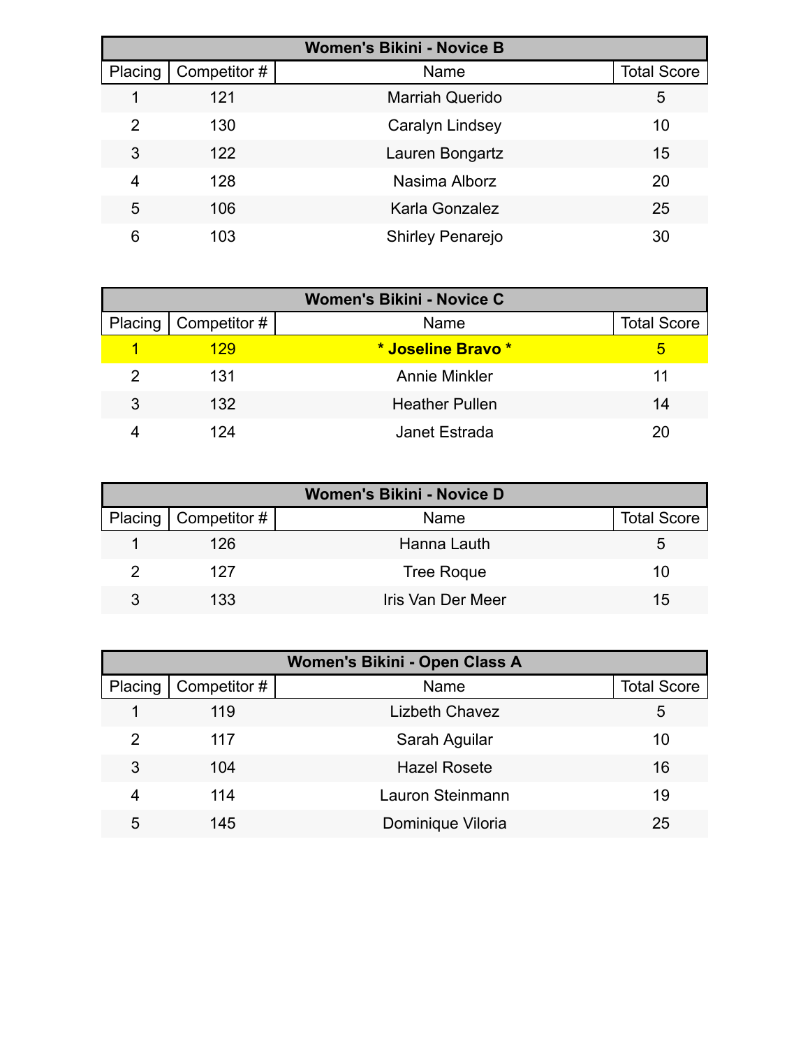| Women's Bikini - Novice B | | | |
|---|---|---|---|
| Placing | Competitor # | Name | Total Score |
| 1 | 121 | Marriah Querido | 5 |
| 2 | 130 | Caralyn Lindsey | 10 |
| 3 | 122 | Lauren Bongartz | 15 |
| 4 | 128 | Nasima Alborz | 20 |
| 5 | 106 | Karla Gonzalez | 25 |
| 6 | 103 | Shirley Penarejo | 30 |

| Women's Bikini - Novice C | | | |
|---|---|---|---|
| Placing | Competitor # | Name | Total Score |
| 1 | 129 | **\* Joseline Bravo \*** | 5 |
| 2 | 131 | Annie Minkler | 11 |
| 3 | 132 | Heather Pullen | 14 |
| 4 | 124 | Janet Estrada | 20 |

| Women's Bikini - Novice D | | | |
|---|---|---|---|
| Placing | Competitor # | Name | Total Score |
| 1 | 126 | Hanna Lauth | 5 |
| 2 | 127 | Tree Roque | 10 |
| 3 | 133 | Iris Van Der Meer | 15 |

| Women's Bikini - Open Class A | | | |
|---|---|---|---|
| Placing | Competitor # | Name | Total Score |
| 1 | 119 | Lizbeth Chavez | 5 |
| 2 | 117 | Sarah Aguilar | 10 |
| 3 | 104 | Hazel Rosete | 16 |
| 4 | 114 | Lauron Steinmann | 19 |
| 5 | 145 | Dominique Viloria | 25 |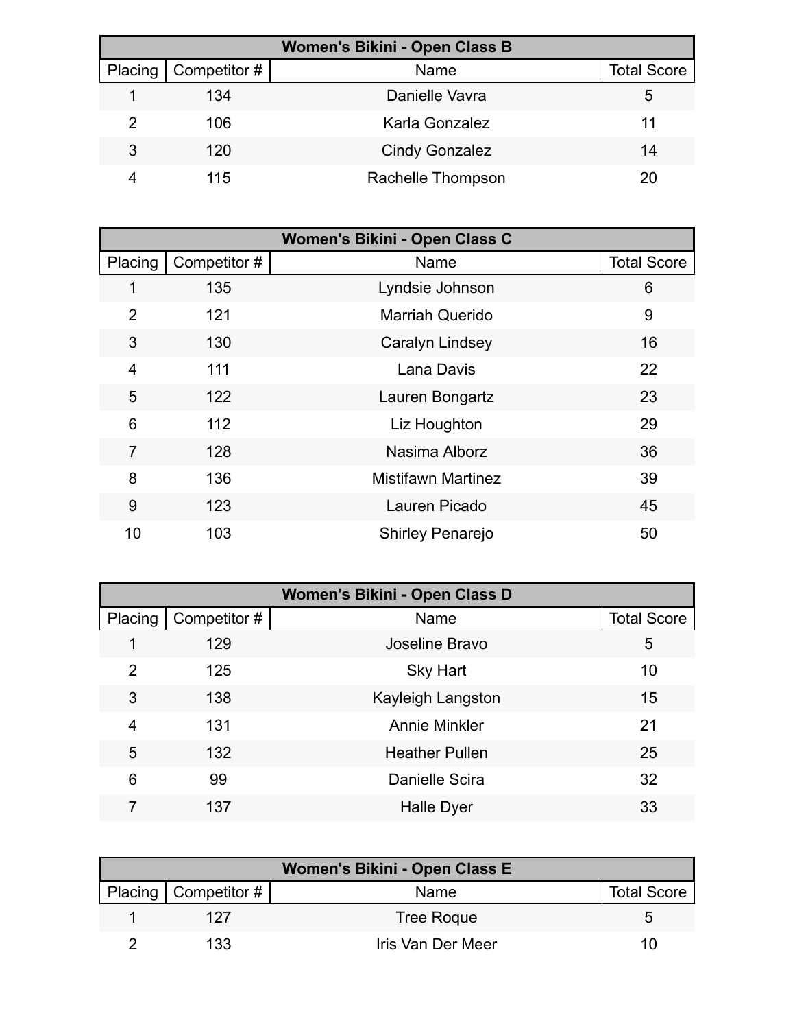| Women's Bikini - Open Class B | | | |
|---|---|---|---|
| Placing | Competitor # | Name | Total Score |
| 1 | 134 | Danielle Vavra | 5 |
| 2 | 106 | Karla Gonzalez | 11 |
| 3 | 120 | Cindy Gonzalez | 14 |
| 4 | 115 | Rachelle Thompson | 20 |

| Women's Bikini - Open Class C | | | |
|---|---|---|---|
| Placing | Competitor # | Name | Total Score |
| 1 | 135 | Lyndsie Johnson | 6 |
| 2 | 121 | Marriah Querido | 9 |
| 3 | 130 | Caralyn Lindsey | 16 |
| 4 | 111 | Lana Davis | 22 |
| 5 | 122 | Lauren Bongartz | 23 |
| 6 | 112 | Liz Houghton | 29 |
| 7 | 128 | Nasima Alborz | 36 |
| 8 | 136 | Mistifawn Martinez | 39 |
| 9 | 123 | Lauren Picado | 45 |
| 10 | 103 | Shirley Penarejo | 50 |

| Women's Bikini - Open Class D | | | |
|---|---|---|---|
| Placing | Competitor # | Name | Total Score |
| 1 | 129 | Joseline Bravo | 5 |
| 2 | 125 | Sky Hart | 10 |
| 3 | 138 | Kayleigh Langston | 15 |
| 4 | 131 | Annie Minkler | 21 |
| 5 | 132 | Heather Pullen | 25 |
| 6 | 99 | Danielle Scira | 32 |
| 7 | 137 | Halle Dyer | 33 |

| Women's Bikini - Open Class E | | | |
|---|---|---|---|
| Placing | Competitor # | Name | Total Score |
| 1 | 127 | Tree Roque | 5 |
| 2 | 133 | Iris Van Der Meer | 10 |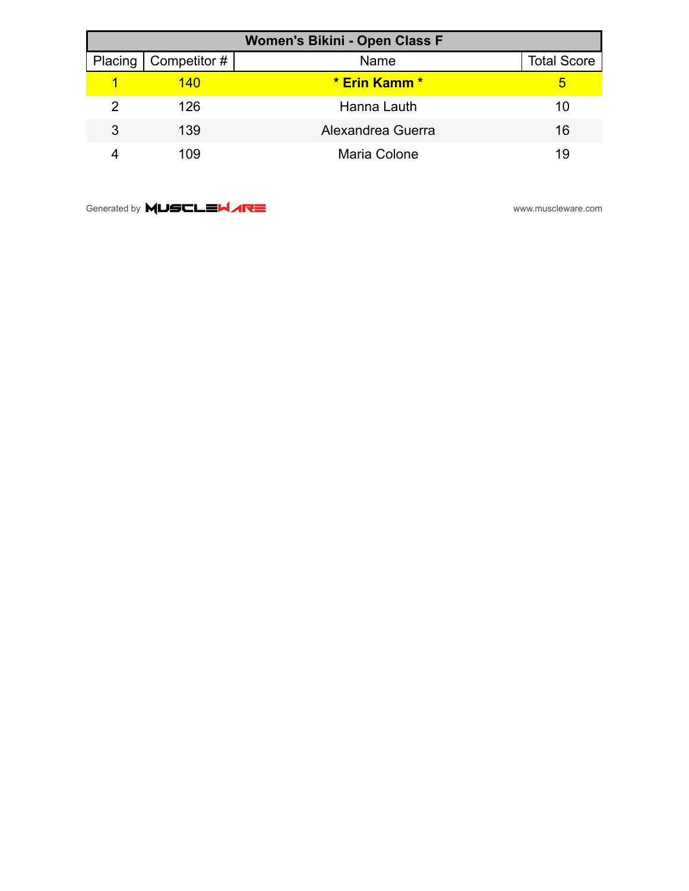| Women's Bikini - Open Class F | | | |
| --- | --- | --- | --- |
| Placing | Competitor # | Name | Total Score |
| 1 | 140 | **\* Erin Kamm \*** | 5 |
| 2 | 126 | Hanna Lauth | 10 |
| 3 | 139 | Alexandrea Guerra | 16 |
| 4 | 109 | Maria Colone | 19 |

Generated by MUSCLEWARE www.muscleware.com